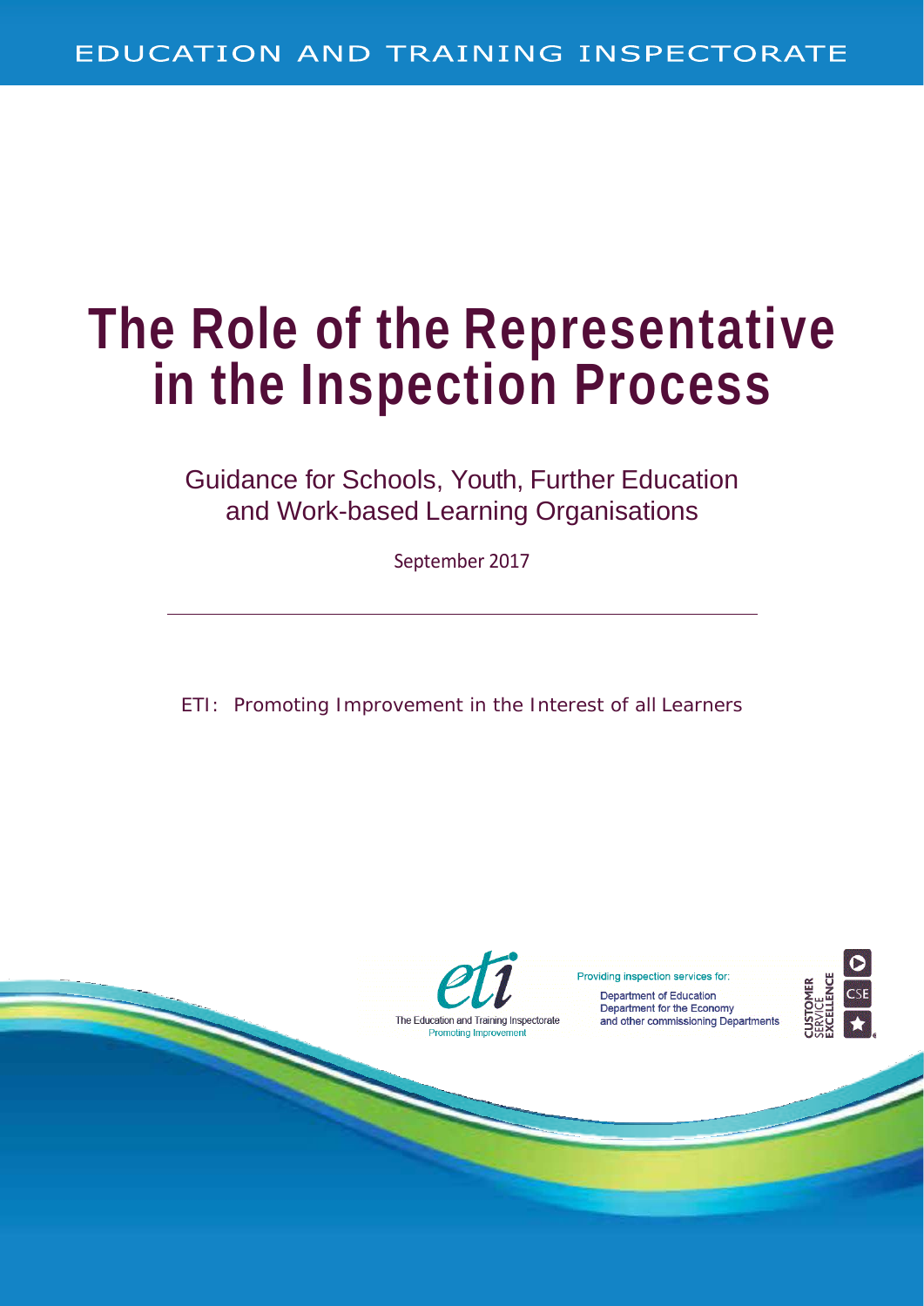EDUCATION AND TRAINING INSPECTORATE

# The Role of the Representative in the Inspection Process

## Guidance for Schools, Youth, Further Education and Work-based Learning Organisations

September 2017

---

ETI: Promoting Improvement in the Interest of all Learners

The Education and Training Inspectorate
Promoting Improvement

Providing inspection services for:

Department of Education
Department for the Economy
and other commissioning Departments

CUSTOMER SERVICE EXCELLENCE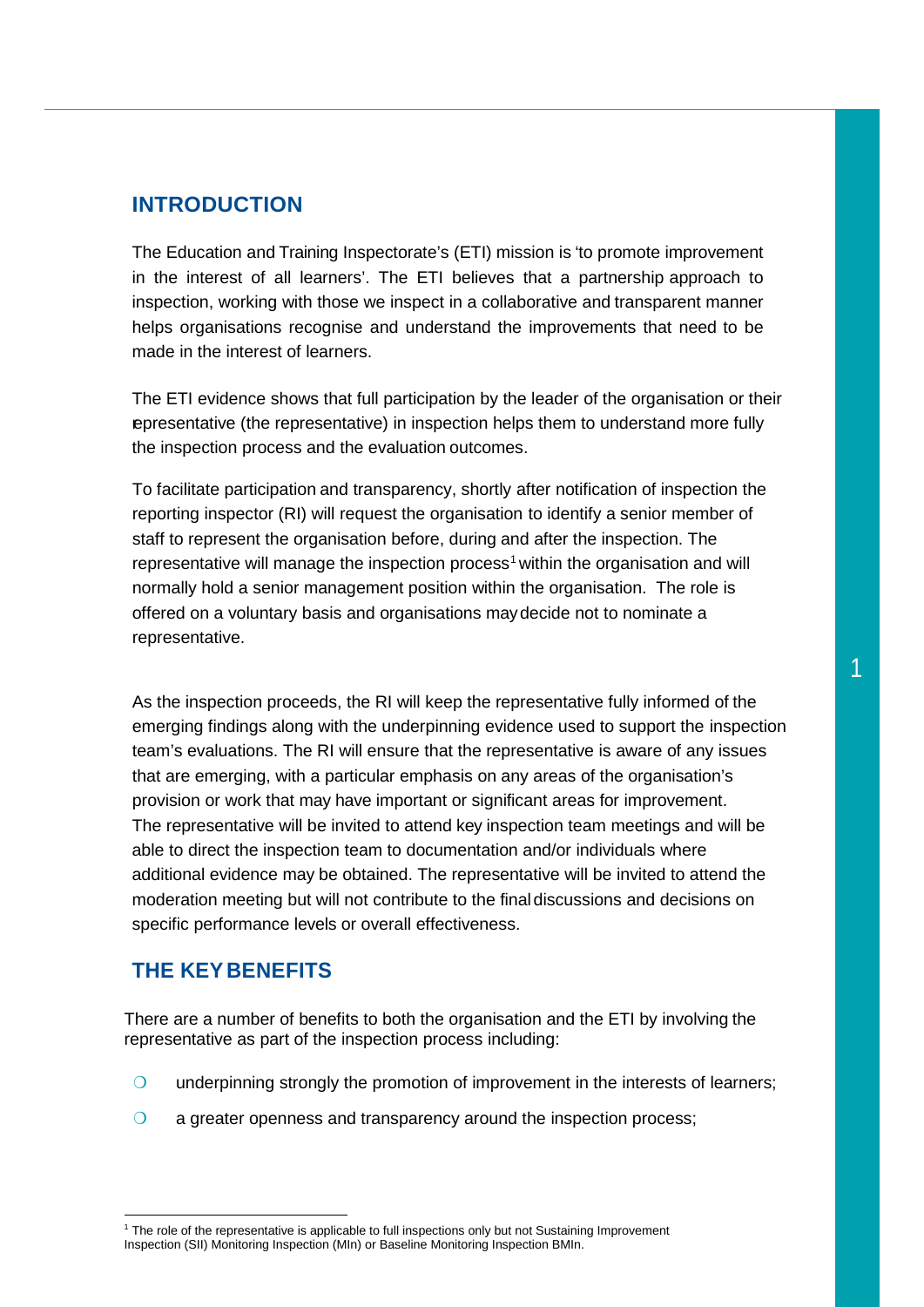## INTRODUCTION

The Education and Training Inspectorate's (ETI) mission is 'to promote improvement in the interest of all learners'. The ETI believes that a partnership approach to inspection, working with those we inspect in a collaborative and transparent manner helps organisations recognise and understand the improvements that need to be made in the interest of learners.

The ETI evidence shows that full participation by the leader of the organisation or their representative (the representative) in inspection helps them to understand more fully the inspection process and the evaluation outcomes.

To facilitate participation and transparency, shortly after notification of inspection the reporting inspector (RI) will request the organisation to identify a senior member of staff to represent the organisation before, during and after the inspection. The representative will manage the inspection process[1] within the organisation and will normally hold a senior management position within the organisation. The role is offered on a voluntary basis and organisations may decide not to nominate a representative.

As the inspection proceeds, the RI will keep the representative fully informed of the emerging findings along with the underpinning evidence used to support the inspection team's evaluations. The RI will ensure that the representative is aware of any issues that are emerging, with a particular emphasis on any areas of the organisation's provision or work that may have important or significant areas for improvement. The representative will be invited to attend key inspection team meetings and will be able to direct the inspection team to documentation and/or individuals where additional evidence may be obtained. The representative will be invited to attend the moderation meeting but will not contribute to the final discussions and decisions on specific performance levels or overall effectiveness.

## THE KEY BENEFITS

There are a number of benefits to both the organisation and the ETI by involving the representative as part of the inspection process including:

- underpinning strongly the promotion of improvement in the interests of learners;
- a greater openness and transparency around the inspection process;

[1] The role of the representative is applicable to full inspections only but not Sustaining Improvement Inspection (SII) Monitoring Inspection (MIn) or Baseline Monitoring Inspection BMIn.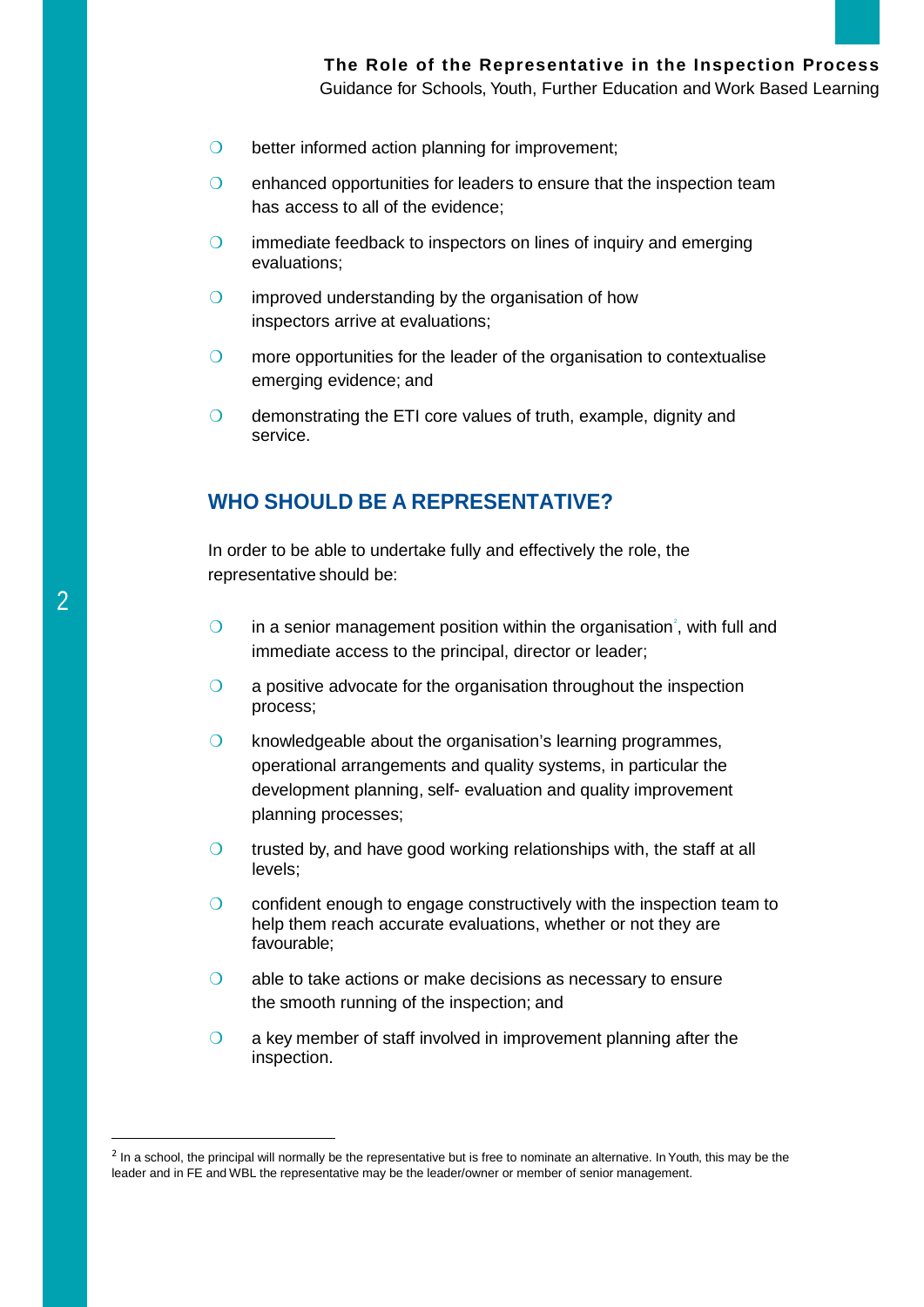- better informed action planning for improvement;
- enhanced opportunities for leaders to ensure that the inspection team has access to all of the evidence;
- immediate feedback to inspectors on lines of inquiry and emerging evaluations;
- improved understanding by the organisation of how inspectors arrive at evaluations;
- more opportunities for the leader of the organisation to contextualise emerging evidence; and
- demonstrating the ETI core values of truth, example, dignity and service.

## WHO SHOULD BE A REPRESENTATIVE?

In order to be able to undertake fully and effectively the role, the representative should be:

- in a senior management position within the organisation[2], with full and immediate access to the principal, director or leader;
- a positive advocate for the organisation throughout the inspection process;
- knowledgeable about the organisation's learning programmes, operational arrangements and quality systems, in particular the development planning, self- evaluation and quality improvement planning processes;
- trusted by, and have good working relationships with, the staff at all levels;
- confident enough to engage constructively with the inspection team to help them reach accurate evaluations, whether or not they are favourable;
- able to take actions or make decisions as necessary to ensure the smooth running of the inspection; and
- a key member of staff involved in improvement planning after the inspection.

---

[2] In a school, the principal will normally be the representative but is free to nominate an alternative. In Youth, this may be the leader and in FE and WBL the representative may be the leader/owner or member of senior management.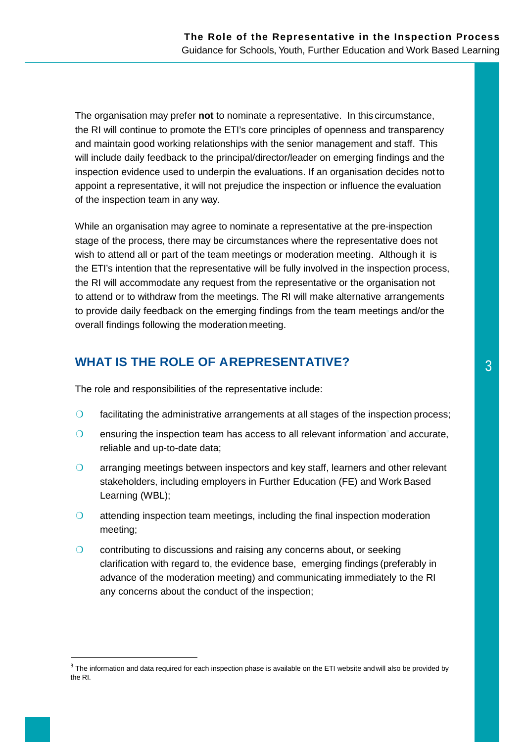The organisation may prefer **not** to nominate a representative. In this circumstance, the RI will continue to promote the ETI's core principles of openness and transparency and maintain good working relationships with the senior management and staff. This will include daily feedback to the principal/director/leader on emerging findings and the inspection evidence used to underpin the evaluations. If an organisation decides not to appoint a representative, it will not prejudice the inspection or influence the evaluation of the inspection team in any way.

While an organisation may agree to nominate a representative at the pre-inspection stage of the process, there may be circumstances where the representative does not wish to attend all or part of the team meetings or moderation meeting. Although it is the ETI's intention that the representative will be fully involved in the inspection process, the RI will accommodate any request from the representative or the organisation not to attend or to withdraw from the meetings. The RI will make alternative arrangements to provide daily feedback on the emerging findings from the team meetings and/or the overall findings following the moderation meeting.

## WHAT IS THE ROLE OF AREPRESENTATIVE?

The role and responsibilities of the representative include:

- facilitating the administrative arrangements at all stages of the inspection process;
- ensuring the inspection team has access to all relevant information[3] and accurate, reliable and up-to-date data;
- arranging meetings between inspectors and key staff, learners and other relevant stakeholders, including employers in Further Education (FE) and Work Based Learning (WBL);
- attending inspection team meetings, including the final inspection moderation meeting;
- contributing to discussions and raising any concerns about, or seeking clarification with regard to, the evidence base, emerging findings (preferably in advance of the moderation meeting) and communicating immediately to the RI any concerns about the conduct of the inspection;

---

[3] The information and data required for each inspection phase is available on the ETI website and will also be provided by the RI.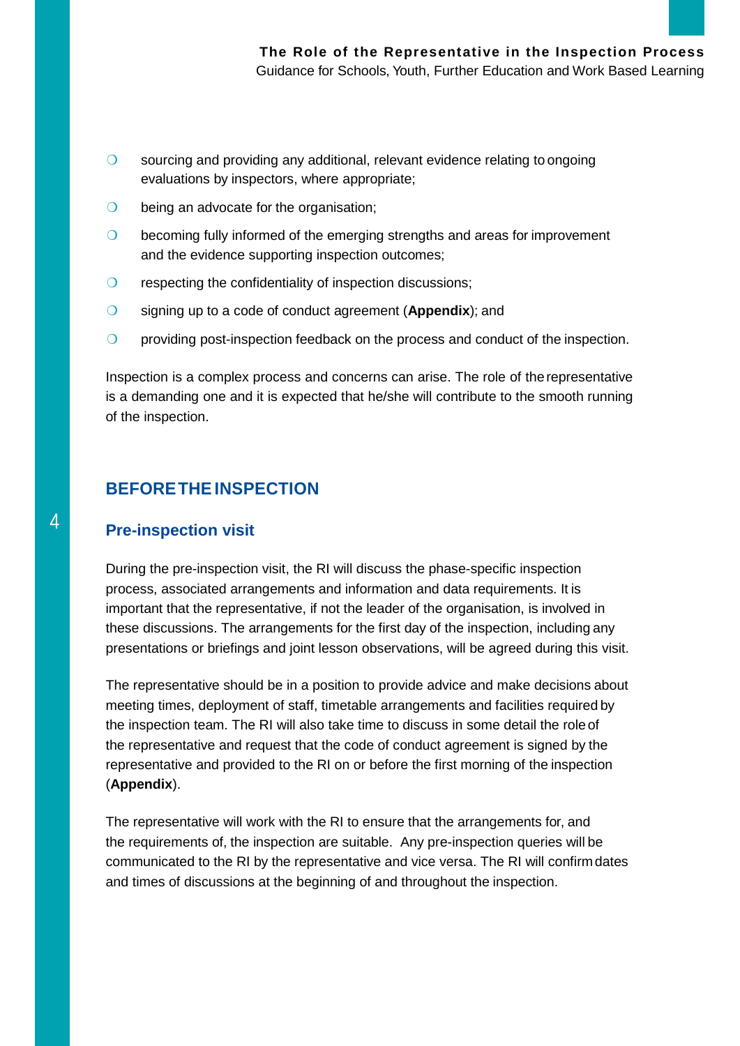- sourcing and providing any additional, relevant evidence relating to ongoing evaluations by inspectors, where appropriate;
- being an advocate for the organisation;
- becoming fully informed of the emerging strengths and areas for improvement and the evidence supporting inspection outcomes;
- respecting the confidentiality of inspection discussions;
- signing up to a code of conduct agreement (**Appendix**); and
- providing post-inspection feedback on the process and conduct of the inspection.

Inspection is a complex process and concerns can arise. The role of the representative is a demanding one and it is expected that he/she will contribute to the smooth running of the inspection.

## BEFORE THE INSPECTION

### Pre-inspection visit

During the pre-inspection visit, the RI will discuss the phase-specific inspection process, associated arrangements and information and data requirements. It is important that the representative, if not the leader of the organisation, is involved in these discussions. The arrangements for the first day of the inspection, including any presentations or briefings and joint lesson observations, will be agreed during this visit.

The representative should be in a position to provide advice and make decisions about meeting times, deployment of staff, timetable arrangements and facilities required by the inspection team. The RI will also take time to discuss in some detail the role of the representative and request that the code of conduct agreement is signed by the representative and provided to the RI on or before the first morning of the inspection (**Appendix**).

The representative will work with the RI to ensure that the arrangements for, and the requirements of, the inspection are suitable. Any pre-inspection queries will be communicated to the RI by the representative and vice versa. The RI will confirm dates and times of discussions at the beginning of and throughout the inspection.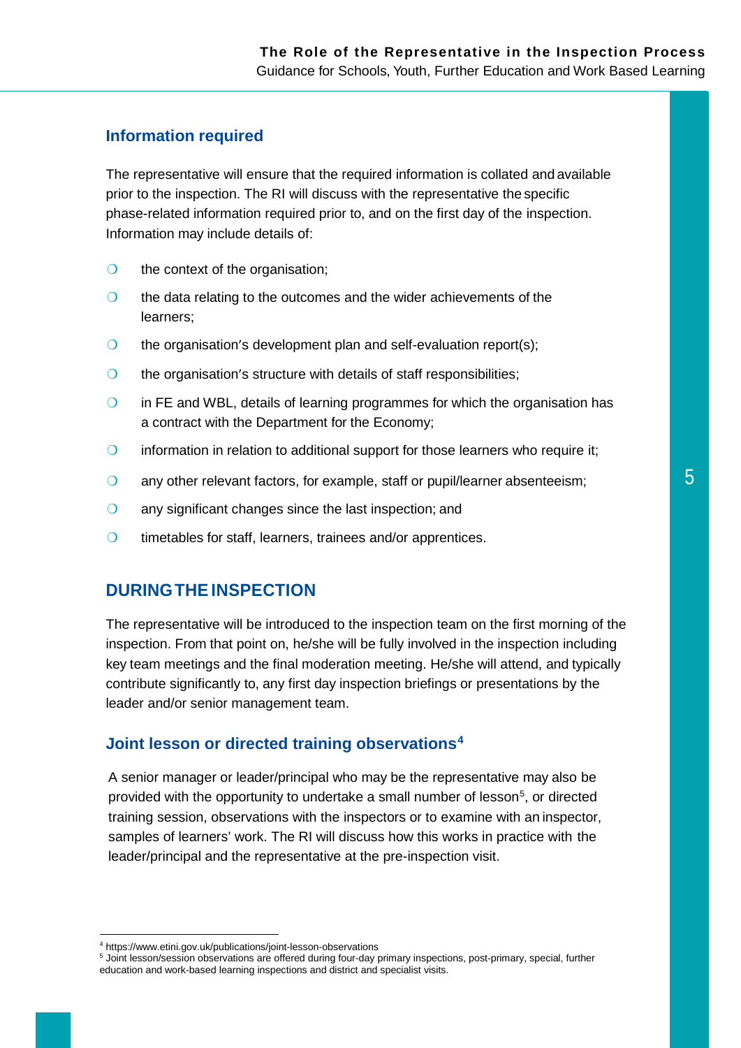## Information required

The representative will ensure that the required information is collated and available prior to the inspection. The RI will discuss with the representative the specific phase-related information required prior to, and on the first day of the inspection. Information may include details of:

- the context of the organisation;
- the data relating to the outcomes and the wider achievements of the learners;
- the organisation's development plan and self-evaluation report(s);
- the organisation's structure with details of staff responsibilities;
- in FE and WBL, details of learning programmes for which the organisation has a contract with the Department for the Economy;
- information in relation to additional support for those learners who require it;
- any other relevant factors, for example, staff or pupil/learner absenteeism;
- any significant changes since the last inspection; and
- timetables for staff, learners, trainees and/or apprentices.

## DURING THE INSPECTION

The representative will be introduced to the inspection team on the first morning of the inspection. From that point on, he/she will be fully involved in the inspection including key team meetings and the final moderation meeting. He/she will attend, and typically contribute significantly to, any first day inspection briefings or presentations by the leader and/or senior management team.

### Joint lesson or directed training observations[4]

A senior manager or leader/principal who may be the representative may also be provided with the opportunity to undertake a small number of lesson[5], or directed training session, observations with the inspectors or to examine with an inspector, samples of learners' work. The RI will discuss how this works in practice with the leader/principal and the representative at the pre-inspection visit.

---

[4] https://www.etini.gov.uk/publications/joint-lesson-observations

[5] Joint lesson/session observations are offered during four-day primary inspections, post-primary, special, further education and work-based learning inspections and district and specialist visits.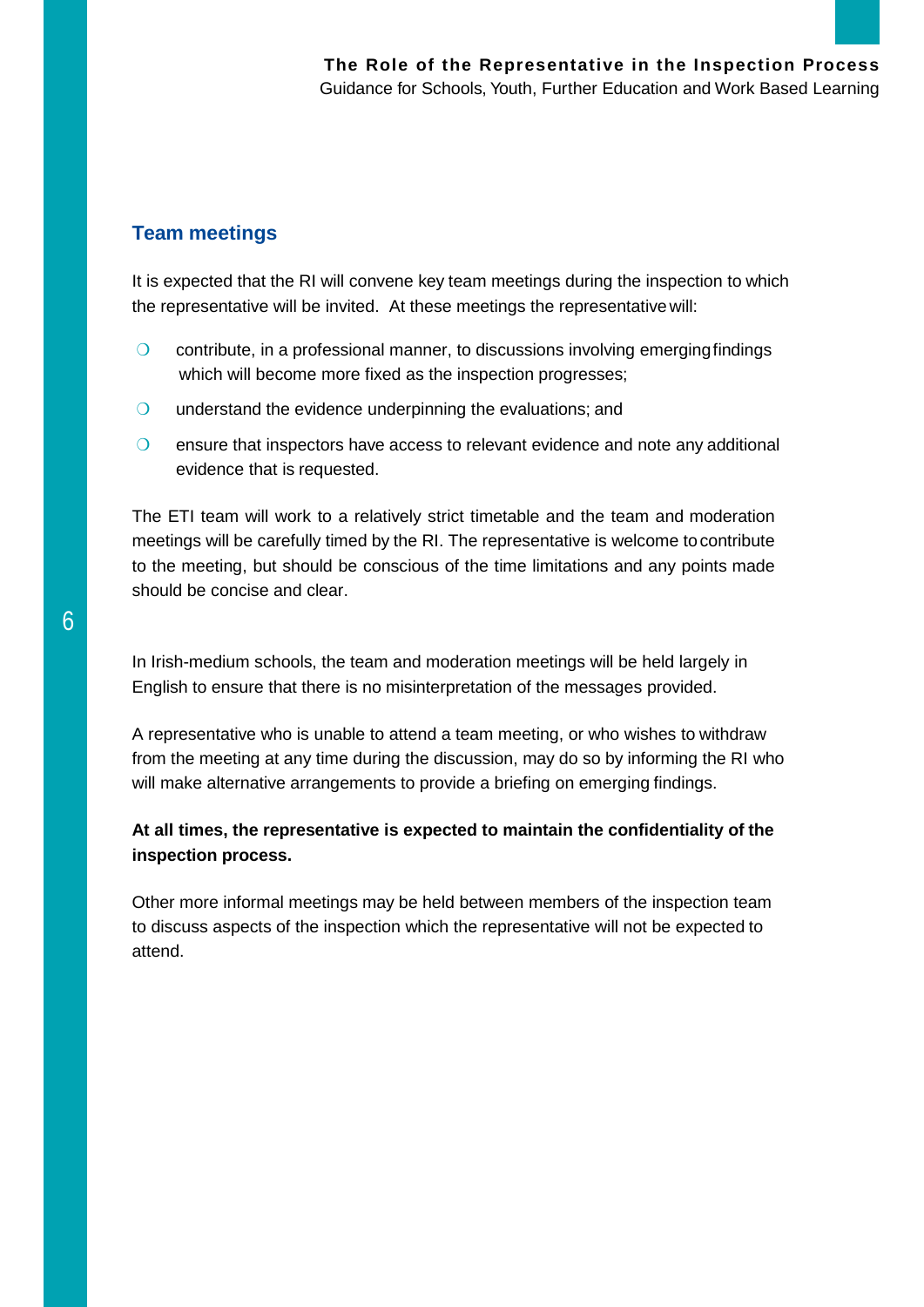## Team meetings

It is expected that the RI will convene key team meetings during the inspection to which the representative will be invited. At these meetings the representative will:

- contribute, in a professional manner, to discussions involving emerging findings which will become more fixed as the inspection progresses;
- understand the evidence underpinning the evaluations; and
- ensure that inspectors have access to relevant evidence and note any additional evidence that is requested.

The ETI team will work to a relatively strict timetable and the team and moderation meetings will be carefully timed by the RI. The representative is welcome to contribute to the meeting, but should be conscious of the time limitations and any points made should be concise and clear.

In Irish-medium schools, the team and moderation meetings will be held largely in English to ensure that there is no misinterpretation of the messages provided.

A representative who is unable to attend a team meeting, or who wishes to withdraw from the meeting at any time during the discussion, may do so by informing the RI who will make alternative arrangements to provide a briefing on emerging findings.

**At all times, the representative is expected to maintain the confidentiality of the inspection process.**

Other more informal meetings may be held between members of the inspection team to discuss aspects of the inspection which the representative will not be expected to attend.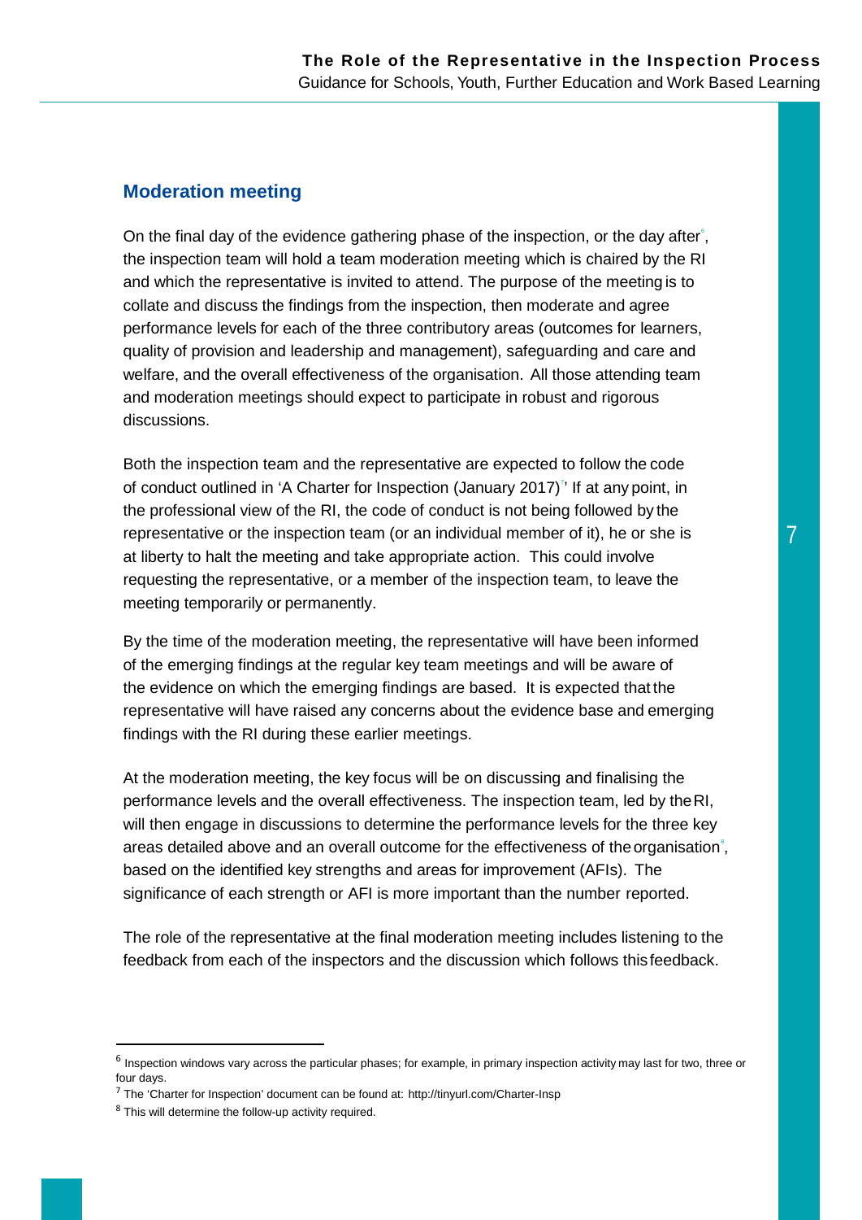## Moderation meeting

On the final day of the evidence gathering phase of the inspection, or the day after[6], the inspection team will hold a team moderation meeting which is chaired by the RI and which the representative is invited to attend. The purpose of the meeting is to collate and discuss the findings from the inspection, then moderate and agree performance levels for each of the three contributory areas (outcomes for learners, quality of provision and leadership and management), safeguarding and care and welfare, and the overall effectiveness of the organisation. All those attending team and moderation meetings should expect to participate in robust and rigorous discussions.

Both the inspection team and the representative are expected to follow the code of conduct outlined in 'A Charter for Inspection (January 2017)[7]' If at any point, in the professional view of the RI, the code of conduct is not being followed by the representative or the inspection team (or an individual member of it), he or she is at liberty to halt the meeting and take appropriate action. This could involve requesting the representative, or a member of the inspection team, to leave the meeting temporarily or permanently.

By the time of the moderation meeting, the representative will have been informed of the emerging findings at the regular key team meetings and will be aware of the evidence on which the emerging findings are based. It is expected that the representative will have raised any concerns about the evidence base and emerging findings with the RI during these earlier meetings.

At the moderation meeting, the key focus will be on discussing and finalising the performance levels and the overall effectiveness. The inspection team, led by the RI, will then engage in discussions to determine the performance levels for the three key areas detailed above and an overall outcome for the effectiveness of the organisation[8], based on the identified key strengths and areas for improvement (AFIs). The significance of each strength or AFI is more important than the number reported.

The role of the representative at the final moderation meeting includes listening to the feedback from each of the inspectors and the discussion which follows this feedback.

---

[6] Inspection windows vary across the particular phases; for example, in primary inspection activity may last for two, three or four days.

[7] The 'Charter for Inspection' document can be found at: http://tinyurl.com/Charter-Insp

[8] This will determine the follow-up activity required.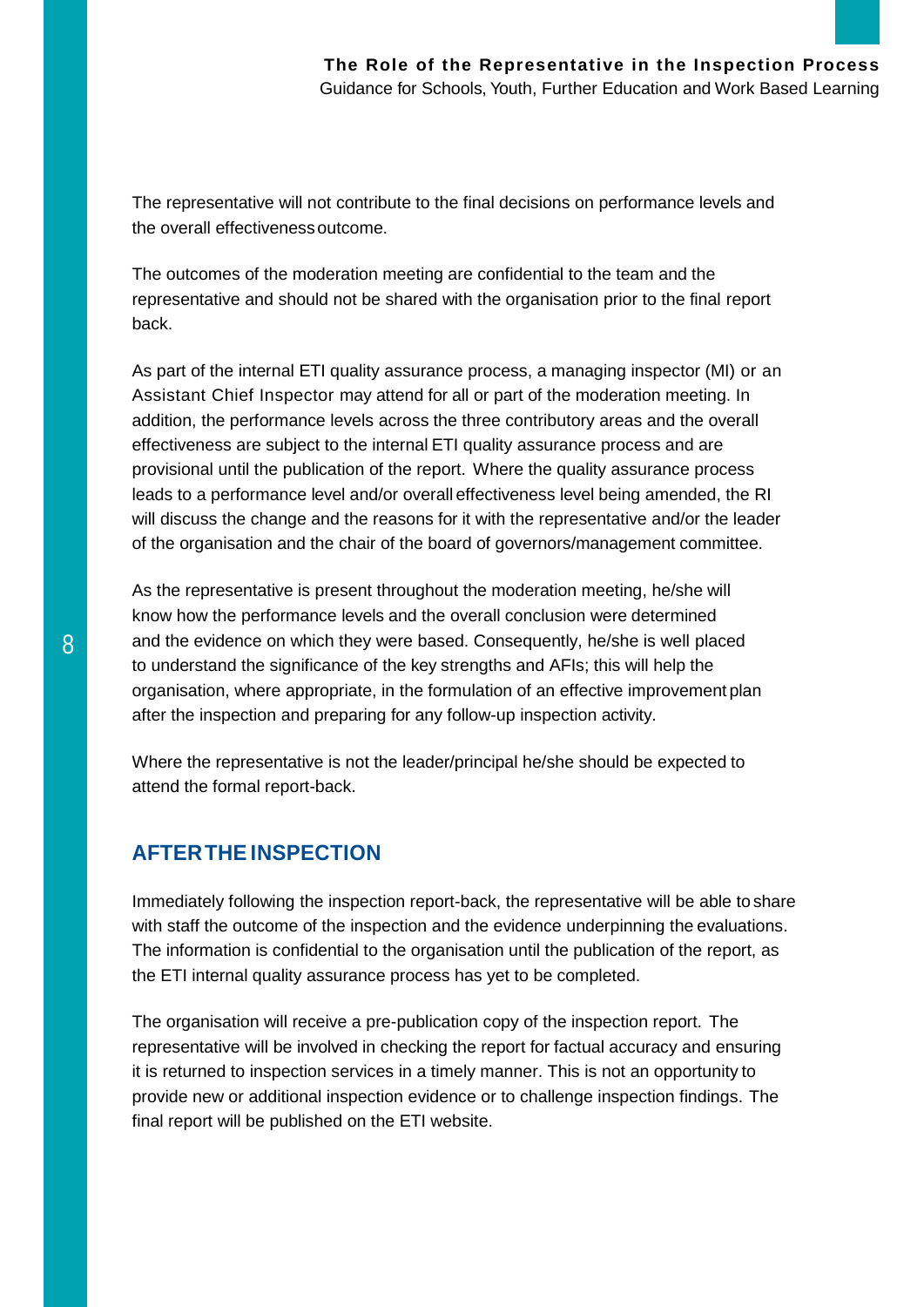The representative will not contribute to the final decisions on performance levels and the overall effectiveness outcome.

The outcomes of the moderation meeting are confidential to the team and the representative and should not be shared with the organisation prior to the final report back.

As part of the internal ETI quality assurance process, a managing inspector (MI) or an Assistant Chief Inspector may attend for all or part of the moderation meeting. In addition, the performance levels across the three contributory areas and the overall effectiveness are subject to the internal ETI quality assurance process and are provisional until the publication of the report. Where the quality assurance process leads to a performance level and/or overall effectiveness level being amended, the RI will discuss the change and the reasons for it with the representative and/or the leader of the organisation and the chair of the board of governors/management committee.

As the representative is present throughout the moderation meeting, he/she will know how the performance levels and the overall conclusion were determined and the evidence on which they were based. Consequently, he/she is well placed to understand the significance of the key strengths and AFIs; this will help the organisation, where appropriate, in the formulation of an effective improvement plan after the inspection and preparing for any follow-up inspection activity.

Where the representative is not the leader/principal he/she should be expected to attend the formal report-back.

## AFTER THE INSPECTION

Immediately following the inspection report-back, the representative will be able to share with staff the outcome of the inspection and the evidence underpinning the evaluations. The information is confidential to the organisation until the publication of the report, as the ETI internal quality assurance process has yet to be completed.

The organisation will receive a pre-publication copy of the inspection report. The representative will be involved in checking the report for factual accuracy and ensuring it is returned to inspection services in a timely manner. This is not an opportunity to provide new or additional inspection evidence or to challenge inspection findings. The final report will be published on the ETI website.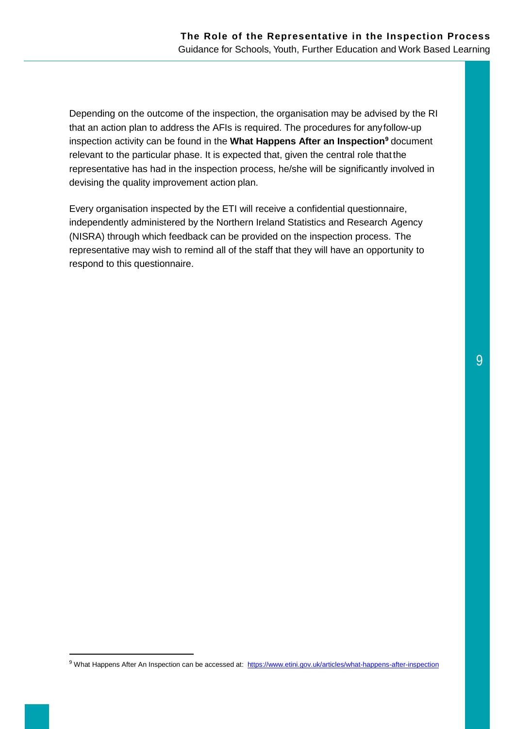Depending on the outcome of the inspection, the organisation may be advised by the RI that an action plan to address the AFIs is required. The procedures for any follow-up inspection activity can be found in the **What Happens After an Inspection**[9] document relevant to the particular phase. It is expected that, given the central role that the representative has had in the inspection process, he/she will be significantly involved in devising the quality improvement action plan.

Every organisation inspected by the ETI will receive a confidential questionnaire, independently administered by the Northern Ireland Statistics and Research Agency (NISRA) through which feedback can be provided on the inspection process. The representative may wish to remind all of the staff that they will have an opportunity to respond to this questionnaire.

[9] What Happens After An Inspection can be accessed at: https://www.etini.gov.uk/articles/what-happens-after-inspection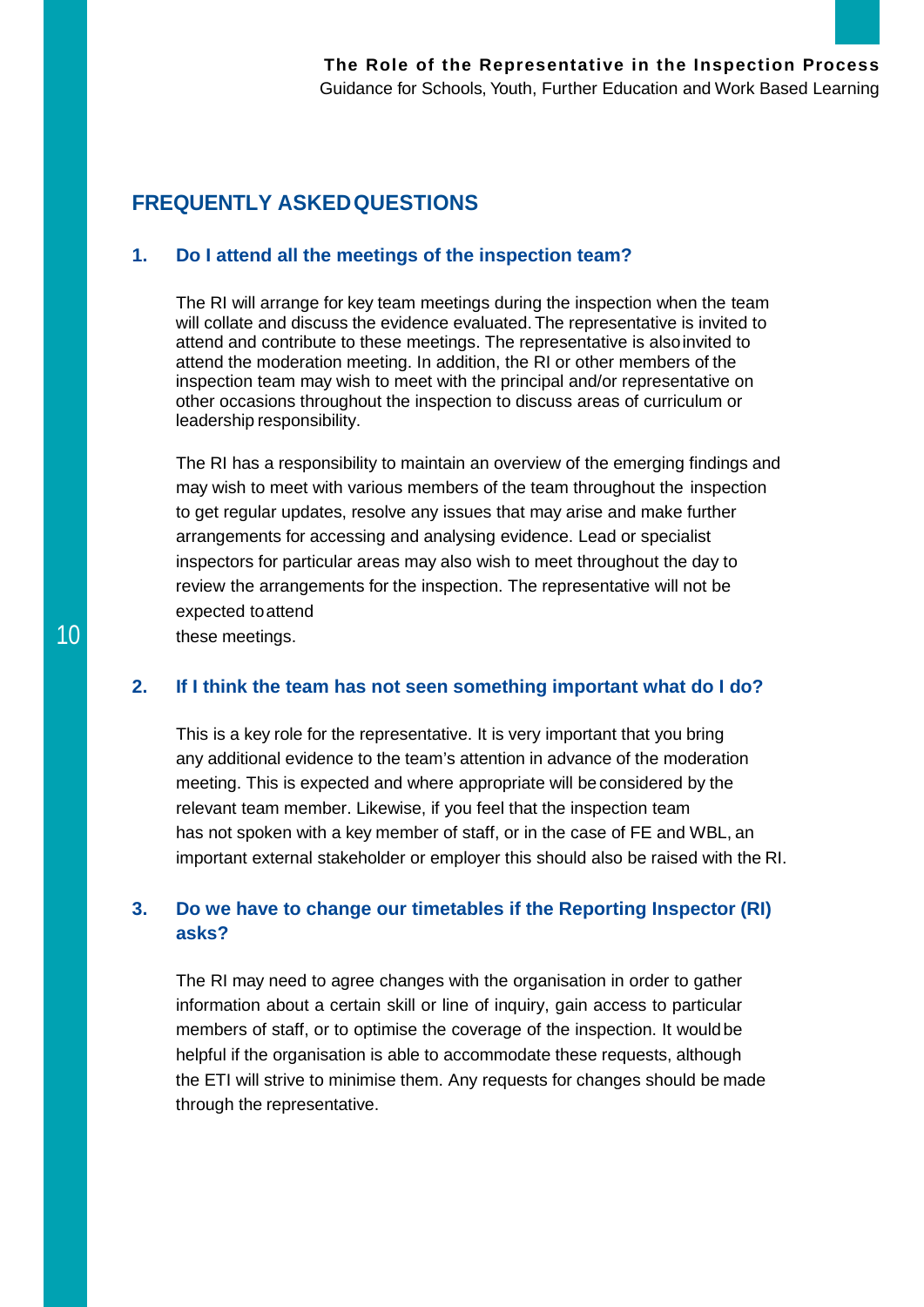## FREQUENTLY ASKED QUESTIONS

### 1. Do I attend all the meetings of the inspection team?

The RI will arrange for key team meetings during the inspection when the team will collate and discuss the evidence evaluated. The representative is invited to attend and contribute to these meetings. The representative is also invited to attend the moderation meeting. In addition, the RI or other members of the inspection team may wish to meet with the principal and/or representative on other occasions throughout the inspection to discuss areas of curriculum or leadership responsibility.

The RI has a responsibility to maintain an overview of the emerging findings and may wish to meet with various members of the team throughout the inspection to get regular updates, resolve any issues that may arise and make further arrangements for accessing and analysing evidence. Lead or specialist inspectors for particular areas may also wish to meet throughout the day to review the arrangements for the inspection. The representative will not be expected to attend these meetings.

### 2. If I think the team has not seen something important what do I do?

This is a key role for the representative. It is very important that you bring any additional evidence to the team's attention in advance of the moderation meeting. This is expected and where appropriate will be considered by the relevant team member. Likewise, if you feel that the inspection team has not spoken with a key member of staff, or in the case of FE and WBL, an important external stakeholder or employer this should also be raised with the RI.

### 3. Do we have to change our timetables if the Reporting Inspector (RI) asks?

The RI may need to agree changes with the organisation in order to gather information about a certain skill or line of inquiry, gain access to particular members of staff, or to optimise the coverage of the inspection. It would be helpful if the organisation is able to accommodate these requests, although the ETI will strive to minimise them. Any requests for changes should be made through the representative.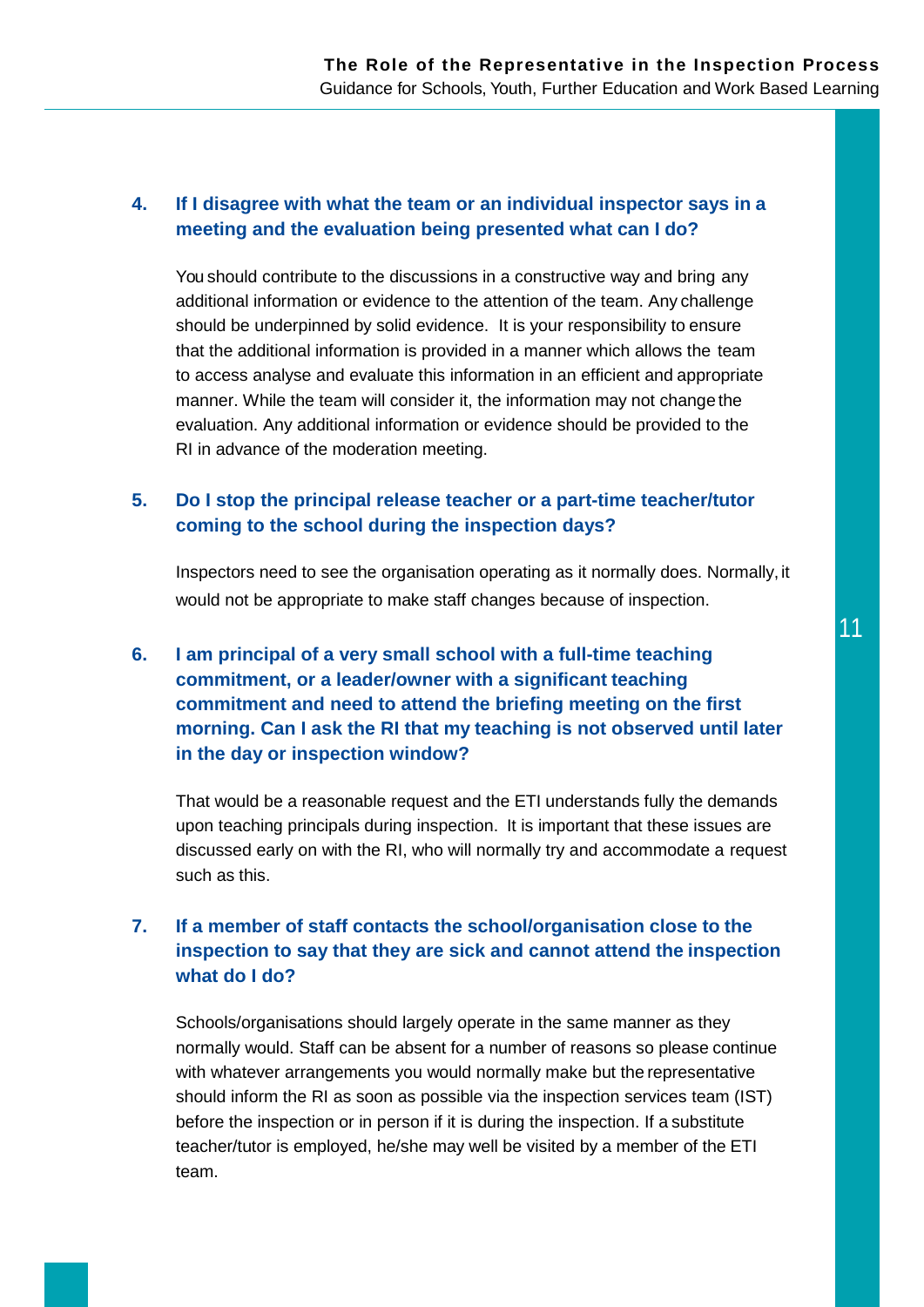### 4. If I disagree with what the team or an individual inspector says in a meeting and the evaluation being presented what can I do?

You should contribute to the discussions in a constructive way and bring any additional information or evidence to the attention of the team. Any challenge should be underpinned by solid evidence. It is your responsibility to ensure that the additional information is provided in a manner which allows the team to access analyse and evaluate this information in an efficient and appropriate manner. While the team will consider it, the information may not change the evaluation. Any additional information or evidence should be provided to the RI in advance of the moderation meeting.

### 5. Do I stop the principal release teacher or a part-time teacher/tutor coming to the school during the inspection days?

Inspectors need to see the organisation operating as it normally does. Normally, it would not be appropriate to make staff changes because of inspection.

### 6. I am principal of a very small school with a full-time teaching commitment, or a leader/owner with a significant teaching commitment and need to attend the briefing meeting on the first morning. Can I ask the RI that my teaching is not observed until later in the day or inspection window?

That would be a reasonable request and the ETI understands fully the demands upon teaching principals during inspection. It is important that these issues are discussed early on with the RI, who will normally try and accommodate a request such as this.

### 7. If a member of staff contacts the school/organisation close to the inspection to say that they are sick and cannot attend the inspection what do I do?

Schools/organisations should largely operate in the same manner as they normally would. Staff can be absent for a number of reasons so please continue with whatever arrangements you would normally make but the representative should inform the RI as soon as possible via the inspection services team (IST) before the inspection or in person if it is during the inspection. If a substitute teacher/tutor is employed, he/she may well be visited by a member of the ETI team.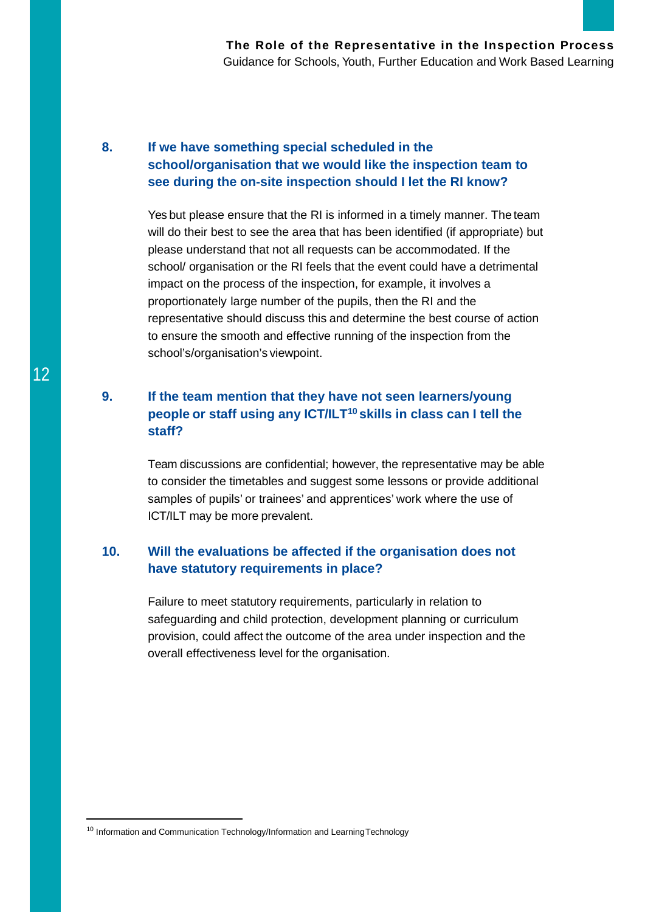### 8. If we have something special scheduled in the school/organisation that we would like the inspection team to see during the on-site inspection should I let the RI know?

Yes but please ensure that the RI is informed in a timely manner. The team will do their best to see the area that has been identified (if appropriate) but please understand that not all requests can be accommodated. If the school/ organisation or the RI feels that the event could have a detrimental impact on the process of the inspection, for example, it involves a proportionately large number of the pupils, then the RI and the representative should discuss this and determine the best course of action to ensure the smooth and effective running of the inspection from the school's/organisation's viewpoint.

### 9. If the team mention that they have not seen learners/young people or staff using any ICT/ILT[10] skills in class can I tell the staff?

Team discussions are confidential; however, the representative may be able to consider the timetables and suggest some lessons or provide additional samples of pupils' or trainees' and apprentices' work where the use of ICT/ILT may be more prevalent.

### 10. Will the evaluations be affected if the organisation does not have statutory requirements in place?

Failure to meet statutory requirements, particularly in relation to safeguarding and child protection, development planning or curriculum provision, could affect the outcome of the area under inspection and the overall effectiveness level for the organisation.

---

[10] Information and Communication Technology/Information and Learning Technology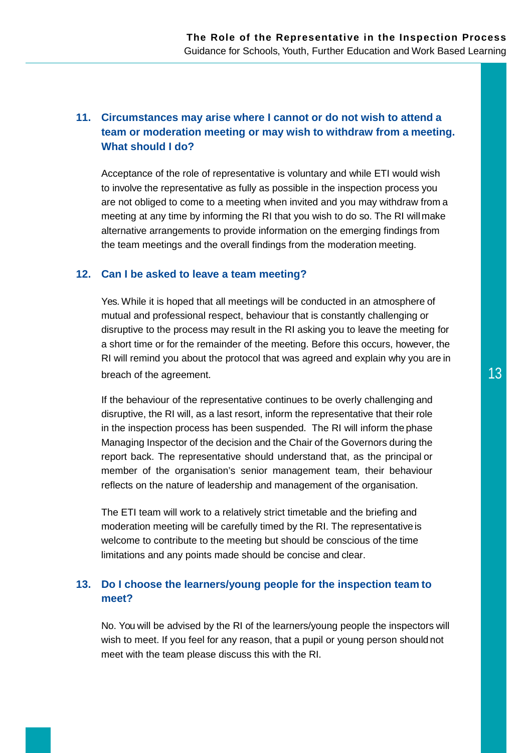### 11. Circumstances may arise where I cannot or do not wish to attend a team or moderation meeting or may wish to withdraw from a meeting. What should I do?

Acceptance of the role of representative is voluntary and while ETI would wish to involve the representative as fully as possible in the inspection process you are not obliged to come to a meeting when invited and you may withdraw from a meeting at any time by informing the RI that you wish to do so. The RI will make alternative arrangements to provide information on the emerging findings from the team meetings and the overall findings from the moderation meeting.

### 12. Can I be asked to leave a team meeting?

Yes. While it is hoped that all meetings will be conducted in an atmosphere of mutual and professional respect, behaviour that is constantly challenging or disruptive to the process may result in the RI asking you to leave the meeting for a short time or for the remainder of the meeting. Before this occurs, however, the RI will remind you about the protocol that was agreed and explain why you are in breach of the agreement.

If the behaviour of the representative continues to be overly challenging and disruptive, the RI will, as a last resort, inform the representative that their role in the inspection process has been suspended. The RI will inform the phase Managing Inspector of the decision and the Chair of the Governors during the report back. The representative should understand that, as the principal or member of the organisation's senior management team, their behaviour reflects on the nature of leadership and management of the organisation.

The ETI team will work to a relatively strict timetable and the briefing and moderation meeting will be carefully timed by the RI. The representative is welcome to contribute to the meeting but should be conscious of the time limitations and any points made should be concise and clear.

### 13. Do I choose the learners/young people for the inspection team to meet?

No. You will be advised by the RI of the learners/young people the inspectors will wish to meet. If you feel for any reason, that a pupil or young person should not meet with the team please discuss this with the RI.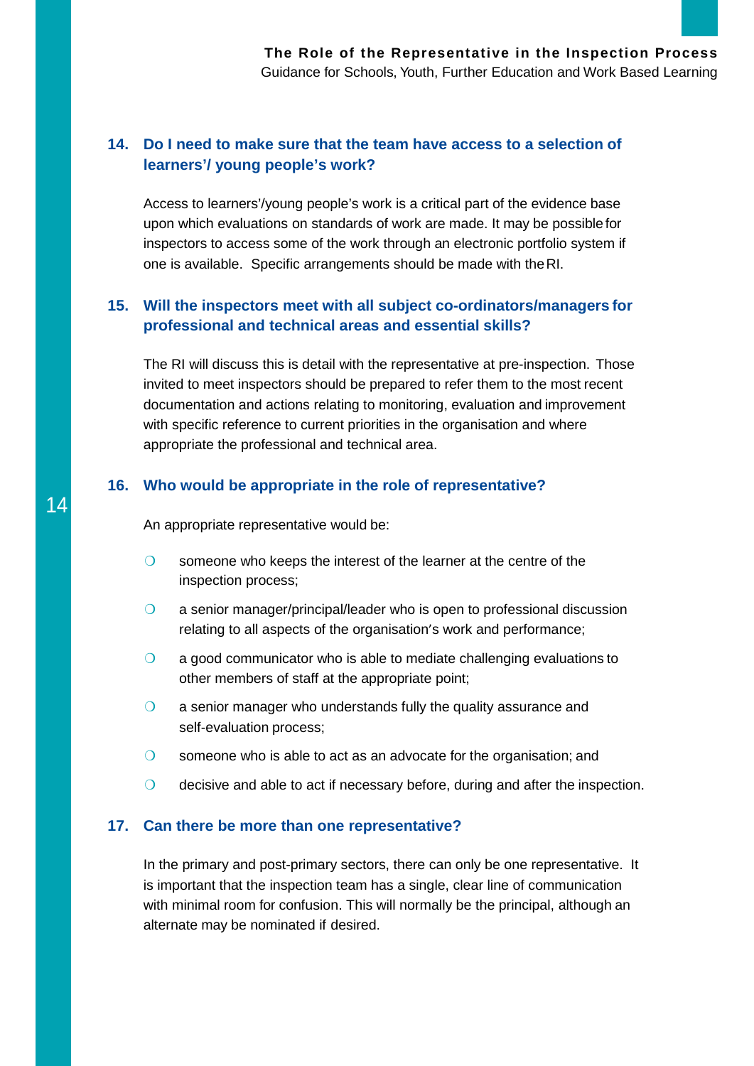## 14. Do I need to make sure that the team have access to a selection of learners'/ young people's work?

Access to learners'/young people's work is a critical part of the evidence base upon which evaluations on standards of work are made. It may be possible for inspectors to access some of the work through an electronic portfolio system if one is available. Specific arrangements should be made with the RI.

## 15. Will the inspectors meet with all subject co-ordinators/managers for professional and technical areas and essential skills?

The RI will discuss this is detail with the representative at pre-inspection. Those invited to meet inspectors should be prepared to refer them to the most recent documentation and actions relating to monitoring, evaluation and improvement with specific reference to current priorities in the organisation and where appropriate the professional and technical area.

## 16. Who would be appropriate in the role of representative?

An appropriate representative would be:

- someone who keeps the interest of the learner at the centre of the inspection process;
- a senior manager/principal/leader who is open to professional discussion relating to all aspects of the organisation's work and performance;
- a good communicator who is able to mediate challenging evaluations to other members of staff at the appropriate point;
- a senior manager who understands fully the quality assurance and self-evaluation process;
- someone who is able to act as an advocate for the organisation; and
- decisive and able to act if necessary before, during and after the inspection.

## 17. Can there be more than one representative?

In the primary and post-primary sectors, there can only be one representative. It is important that the inspection team has a single, clear line of communication with minimal room for confusion. This will normally be the principal, although an alternate may be nominated if desired.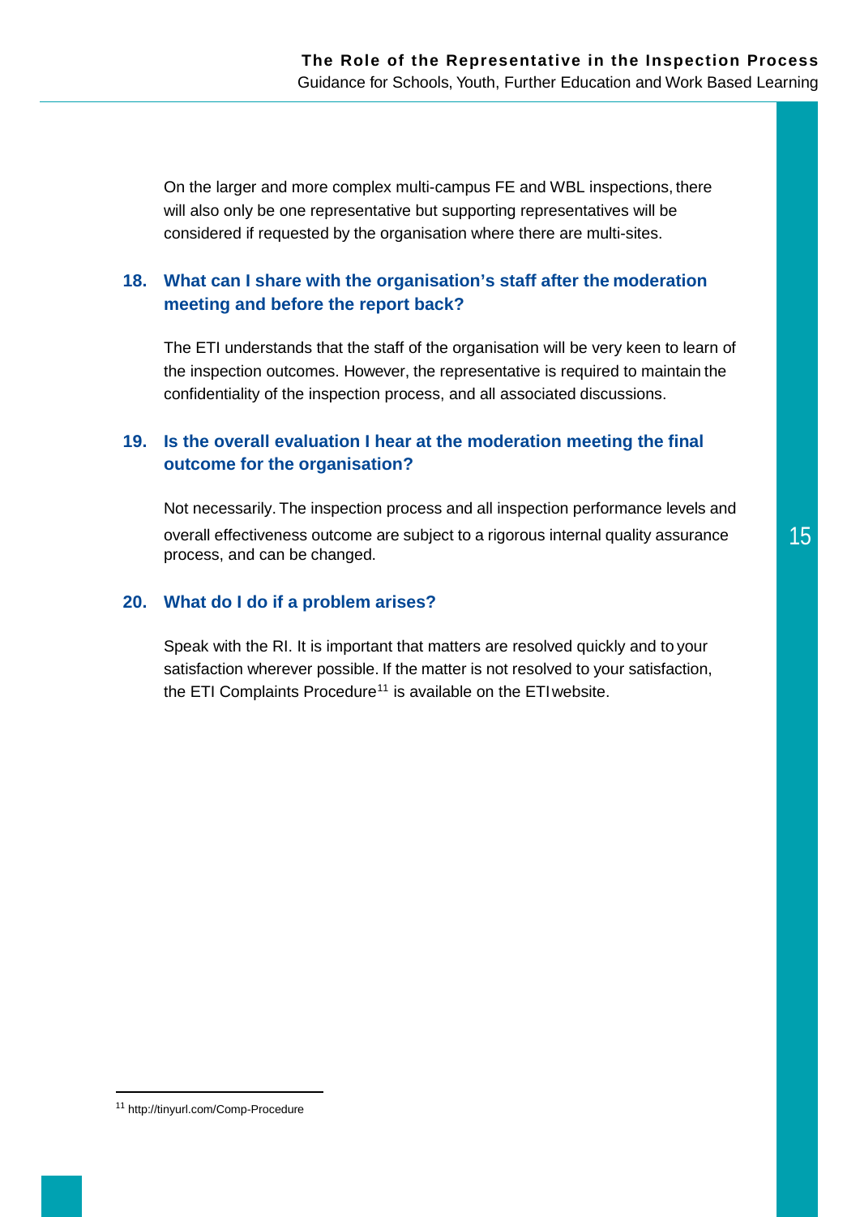On the larger and more complex multi-campus FE and WBL inspections, there will also only be one representative but supporting representatives will be considered if requested by the organisation where there are multi-sites.

### 18. What can I share with the organisation's staff after the moderation meeting and before the report back?

The ETI understands that the staff of the organisation will be very keen to learn of the inspection outcomes. However, the representative is required to maintain the confidentiality of the inspection process, and all associated discussions.

### 19. Is the overall evaluation I hear at the moderation meeting the final outcome for the organisation?

Not necessarily. The inspection process and all inspection performance levels and overall effectiveness outcome are subject to a rigorous internal quality assurance process, and can be changed.

### 20. What do I do if a problem arises?

Speak with the RI. It is important that matters are resolved quickly and to your satisfaction wherever possible. If the matter is not resolved to your satisfaction, the ETI Complaints Procedure[11] is available on the ETI website.

[11] http://tinyurl.com/Comp-Procedure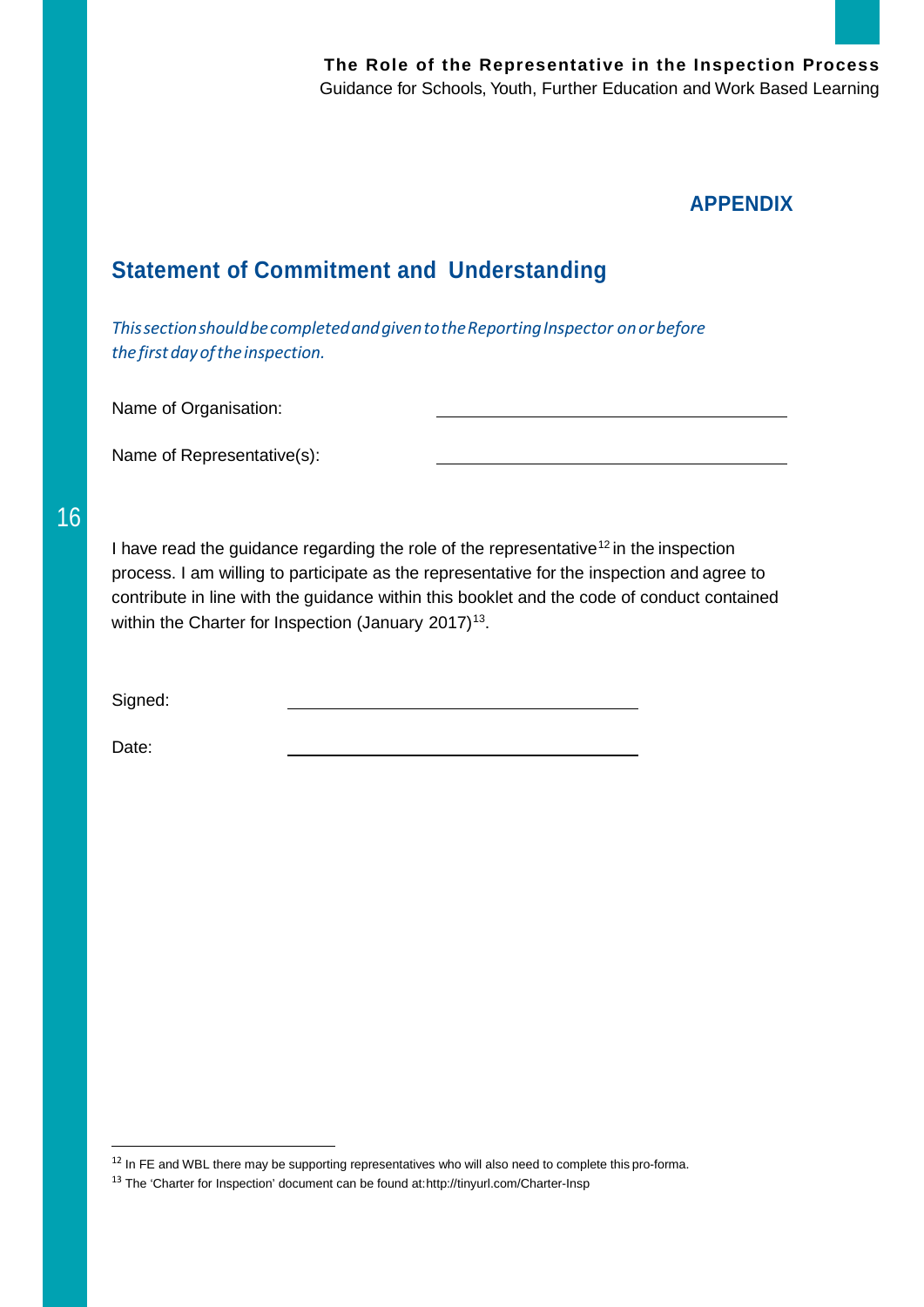## APPENDIX

## Statement of Commitment and Understanding

*This section should be completed and given to the Reporting Inspector on or before the first day of the inspection.*

Name of Organisation: ______________________________

Name of Representative(s): ______________________________

I have read the guidance regarding the role of the representative[12] in the inspection process. I am willing to participate as the representative for the inspection and agree to contribute in line with the guidance within this booklet and the code of conduct contained within the Charter for Inspection (January 2017)[13].

Signed: ______________________________

Date: ______________________________

---

[12] In FE and WBL there may be supporting representatives who will also need to complete this pro-forma.

[13] The 'Charter for Inspection' document can be found at: http://tinyurl.com/Charter-Insp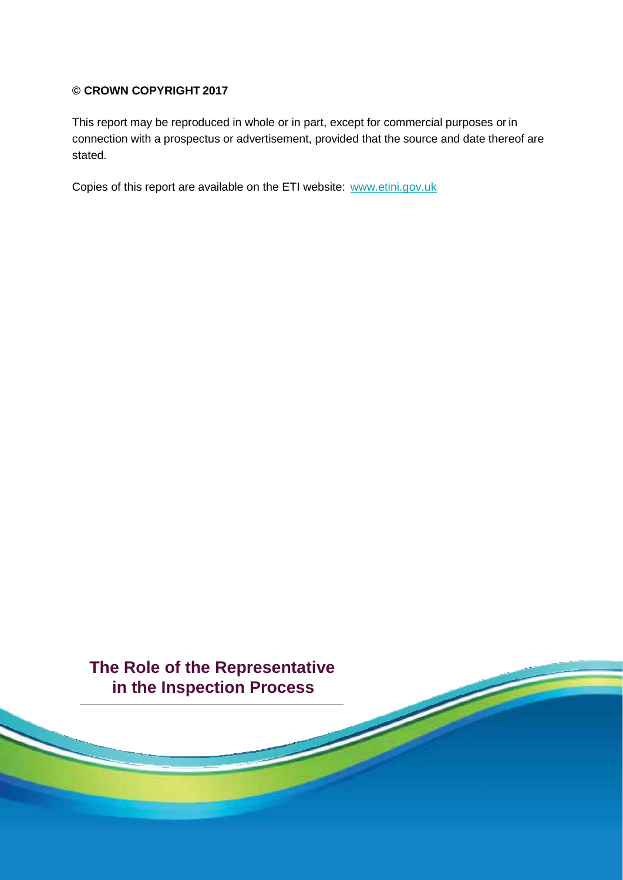**© CROWN COPYRIGHT 2017**

This report may be reproduced in whole or in part, except for commercial purposes or in connection with a prospectus or advertisement, provided that the source and date thereof are stated.

Copies of this report are available on the ETI website: [www.etini.gov.uk](http://www.etini.gov.uk)

**The Role of the Representative in the Inspection Process**